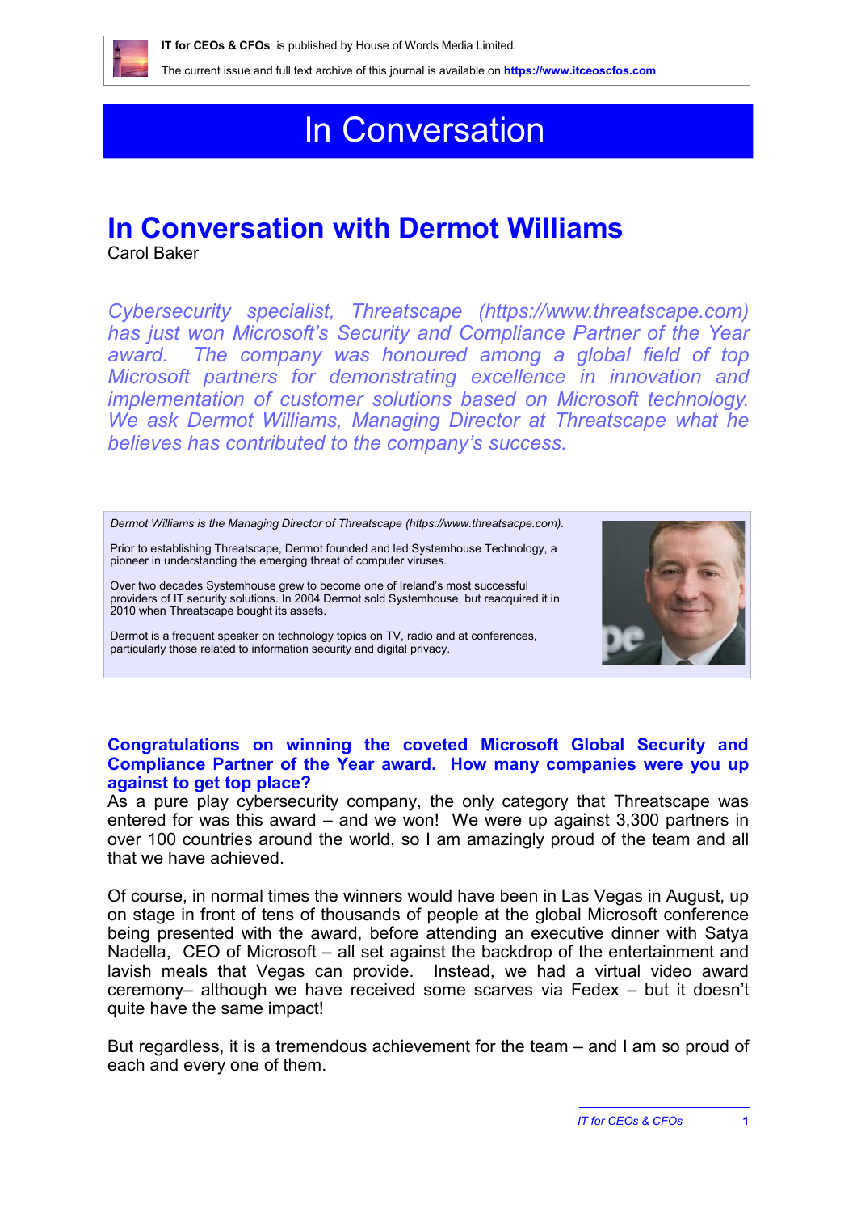**IT for CEOs & CFOs** is published by House of Words Media Limited.

The current issue and full text archive of this journal is available on **https://www.itceoscfos.com**

# In Conversation

## In Conversation with Dermot Williams

Carol Baker

*Cybersecurity specialist, Threatscape (https://www.threatscape.com) has just won Microsoft's Security and Compliance Partner of the Year award. The company was honoured among a global field of top Microsoft partners for demonstrating excellence in innovation and implementation of customer solutions based on Microsoft technology. We ask Dermot Williams, Managing Director at Threatscape what he believes has contributed to the company's success.*

*Dermot Williams is the Managing Director of Threatscape (https://www.threatsacpe.com).*

Prior to establishing Threatscape, Dermot founded and led Systemhouse Technology, a pioneer in understanding the emerging threat of computer viruses.

Over two decades Systemhouse grew to become one of Ireland's most successful providers of IT security solutions. In 2004 Dermot sold Systemhouse, but reacquired it in 2010 when Threatscape bought its assets.

Dermot is a frequent speaker on technology topics on TV, radio and at conferences, particularly those related to information security and digital privacy.

**Congratulations on winning the coveted Microsoft Global Security and Compliance Partner of the Year award. How many companies were you up against to get top place?**

As a pure play cybersecurity company, the only category that Threatscape was entered for was this award – and we won! We were up against 3,300 partners in over 100 countries around the world, so I am amazingly proud of the team and all that we have achieved.

Of course, in normal times the winners would have been in Las Vegas in August, up on stage in front of tens of thousands of people at the global Microsoft conference being presented with the award, before attending an executive dinner with Satya Nadella, CEO of Microsoft – all set against the backdrop of the entertainment and lavish meals that Vegas can provide. Instead, we had a virtual video award ceremony– although we have received some scarves via Fedex – but it doesn't quite have the same impact!

But regardless, it is a tremendous achievement for the team – and I am so proud of each and every one of them.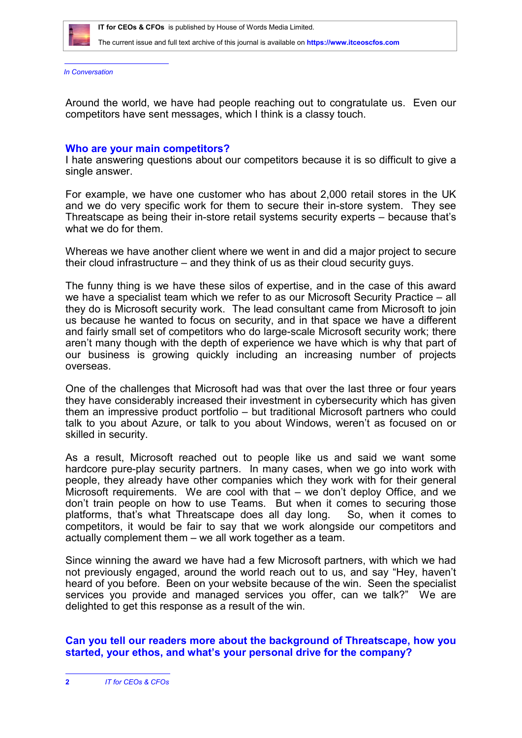Around the world, we have had people reaching out to congratulate us. Even our competitors have sent messages, which I think is a classy touch.

**Who are your main competitors?**

I hate answering questions about our competitors because it is so difficult to give a single answer.

For example, we have one customer who has about 2,000 retail stores in the UK and we do very specific work for them to secure their in-store system. They see Threatscape as being their in-store retail systems security experts – because that's what we do for them.

Whereas we have another client where we went in and did a major project to secure their cloud infrastructure – and they think of us as their cloud security guys.

The funny thing is we have these silos of expertise, and in the case of this award we have a specialist team which we refer to as our Microsoft Security Practice – all they do is Microsoft security work. The lead consultant came from Microsoft to join us because he wanted to focus on security, and in that space we have a different and fairly small set of competitors who do large-scale Microsoft security work; there aren't many though with the depth of experience we have which is why that part of our business is growing quickly including an increasing number of projects overseas.

One of the challenges that Microsoft had was that over the last three or four years they have considerably increased their investment in cybersecurity which has given them an impressive product portfolio – but traditional Microsoft partners who could talk to you about Azure, or talk to you about Windows, weren't as focused on or skilled in security.

As a result, Microsoft reached out to people like us and said we want some hardcore pure-play security partners. In many cases, when we go into work with people, they already have other companies which they work with for their general Microsoft requirements. We are cool with that – we don't deploy Office, and we don't train people on how to use Teams. But when it comes to securing those platforms, that's what Threatscape does all day long. So, when it comes to competitors, it would be fair to say that we work alongside our competitors and actually complement them – we all work together as a team.

Since winning the award we have had a few Microsoft partners, with which we had not previously engaged, around the world reach out to us, and say "Hey, haven't heard of you before. Been on your website because of the win. Seen the specialist services you provide and managed services you offer, can we talk?" We are delighted to get this response as a result of the win.

**Can you tell our readers more about the background of Threatscape, how you started, your ethos, and what's your personal drive for the company?**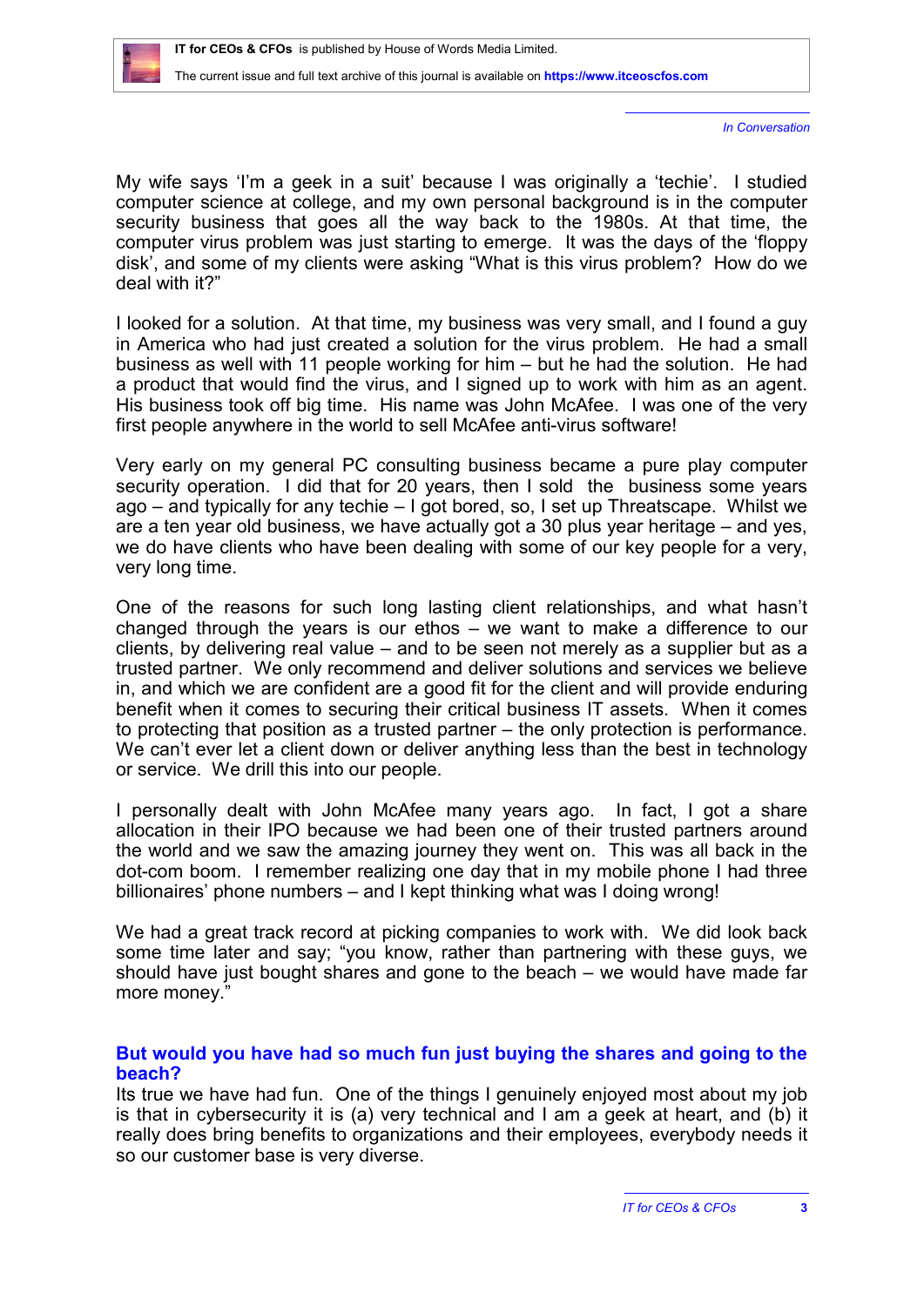My wife says 'I'm a geek in a suit' because I was originally a 'techie'. I studied computer science at college, and my own personal background is in the computer security business that goes all the way back to the 1980s. At that time, the computer virus problem was just starting to emerge. It was the days of the 'floppy disk', and some of my clients were asking "What is this virus problem? How do we deal with it?"

I looked for a solution. At that time, my business was very small, and I found a guy in America who had just created a solution for the virus problem. He had a small business as well with 11 people working for him – but he had the solution. He had a product that would find the virus, and I signed up to work with him as an agent. His business took off big time. His name was John McAfee. I was one of the very first people anywhere in the world to sell McAfee anti-virus software!

Very early on my general PC consulting business became a pure play computer security operation. I did that for 20 years, then I sold the business some years ago – and typically for any techie – I got bored, so, I set up Threatscape. Whilst we are a ten year old business, we have actually got a 30 plus year heritage – and yes, we do have clients who have been dealing with some of our key people for a very, very long time.

One of the reasons for such long lasting client relationships, and what hasn't changed through the years is our ethos – we want to make a difference to our clients, by delivering real value – and to be seen not merely as a supplier but as a trusted partner. We only recommend and deliver solutions and services we believe in, and which we are confident are a good fit for the client and will provide enduring benefit when it comes to securing their critical business IT assets. When it comes to protecting that position as a trusted partner – the only protection is performance. We can't ever let a client down or deliver anything less than the best in technology or service. We drill this into our people.

I personally dealt with John McAfee many years ago. In fact, I got a share allocation in their IPO because we had been one of their trusted partners around the world and we saw the amazing journey they went on. This was all back in the dot-com boom. I remember realizing one day that in my mobile phone I had three billionaires' phone numbers – and I kept thinking what was I doing wrong!

We had a great track record at picking companies to work with. We did look back some time later and say; "you know, rather than partnering with these guys, we should have just bought shares and gone to the beach – we would have made far more money."

### But would you have had so much fun just buying the shares and going to the beach?

Its true we have had fun. One of the things I genuinely enjoyed most about my job is that in cybersecurity it is (a) very technical and I am a geek at heart, and (b) it really does bring benefits to organizations and their employees, everybody needs it so our customer base is very diverse.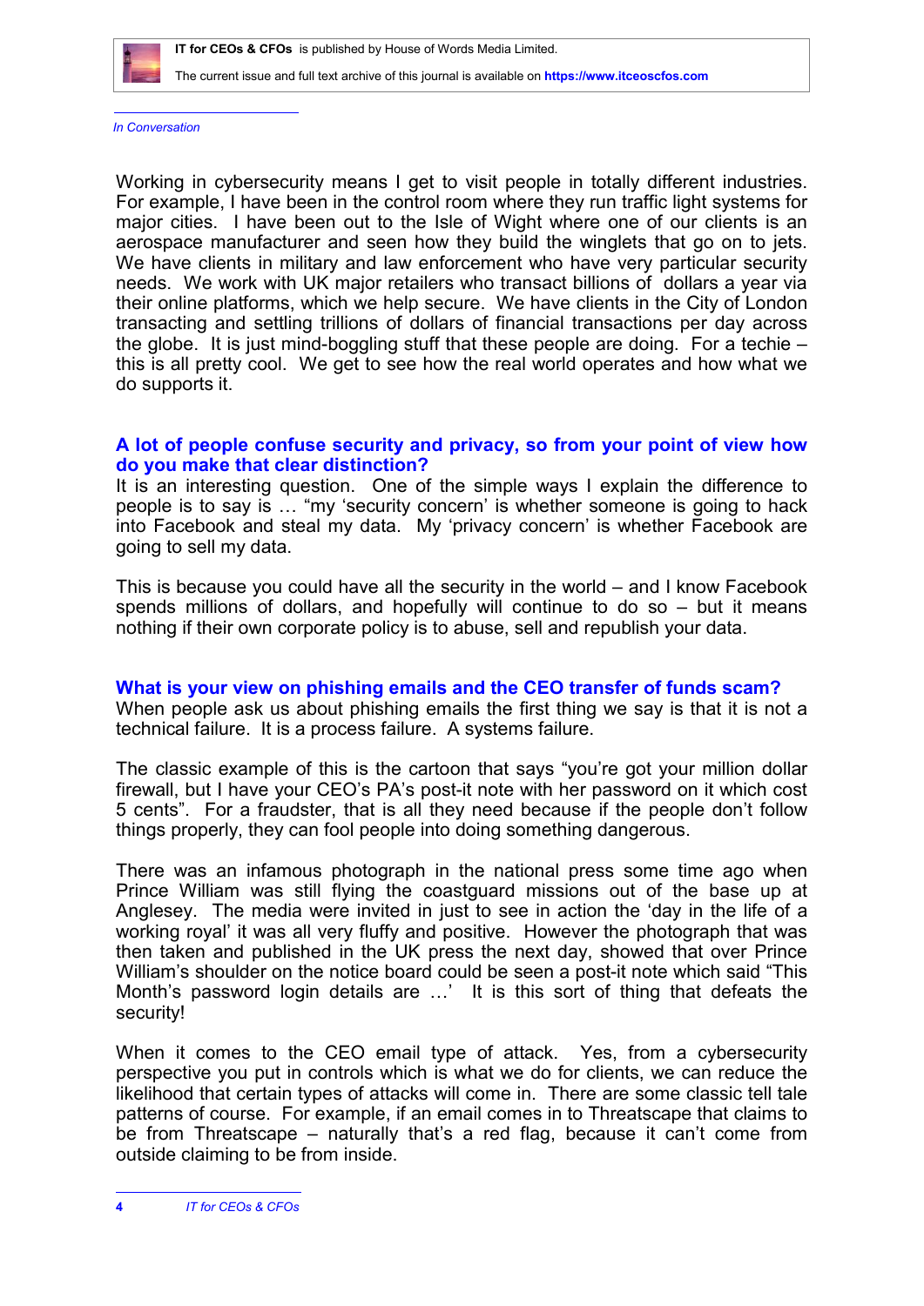Working in cybersecurity means I get to visit people in totally different industries. For example, I have been in the control room where they run traffic light systems for major cities. I have been out to the Isle of Wight where one of our clients is an aerospace manufacturer and seen how they build the winglets that go on to jets. We have clients in military and law enforcement who have very particular security needs. We work with UK major retailers who transact billions of dollars a year via their online platforms, which we help secure. We have clients in the City of London transacting and settling trillions of dollars of financial transactions per day across the globe. It is just mind-boggling stuff that these people are doing. For a techie – this is all pretty cool. We get to see how the real world operates and how what we do supports it.

### A lot of people confuse security and privacy, so from your point of view how do you make that clear distinction?

It is an interesting question. One of the simple ways I explain the difference to people is to say is … "my 'security concern' is whether someone is going to hack into Facebook and steal my data. My 'privacy concern' is whether Facebook are going to sell my data.

This is because you could have all the security in the world – and I know Facebook spends millions of dollars, and hopefully will continue to do so – but it means nothing if their own corporate policy is to abuse, sell and republish your data.

### What is your view on phishing emails and the CEO transfer of funds scam?

When people ask us about phishing emails the first thing we say is that it is not a technical failure. It is a process failure. A systems failure.

The classic example of this is the cartoon that says "you're got your million dollar firewall, but I have your CEO's PA's post-it note with her password on it which cost 5 cents". For a fraudster, that is all they need because if the people don't follow things properly, they can fool people into doing something dangerous.

There was an infamous photograph in the national press some time ago when Prince William was still flying the coastguard missions out of the base up at Anglesey. The media were invited in just to see in action the 'day in the life of a working royal' it was all very fluffy and positive. However the photograph that was then taken and published in the UK press the next day, showed that over Prince William's shoulder on the notice board could be seen a post-it note which said "This Month's password login details are …' It is this sort of thing that defeats the security!

When it comes to the CEO email type of attack. Yes, from a cybersecurity perspective you put in controls which is what we do for clients, we can reduce the likelihood that certain types of attacks will come in. There are some classic tell tale patterns of course. For example, if an email comes in to Threatscape that claims to be from Threatscape – naturally that's a red flag, because it can't come from outside claiming to be from inside.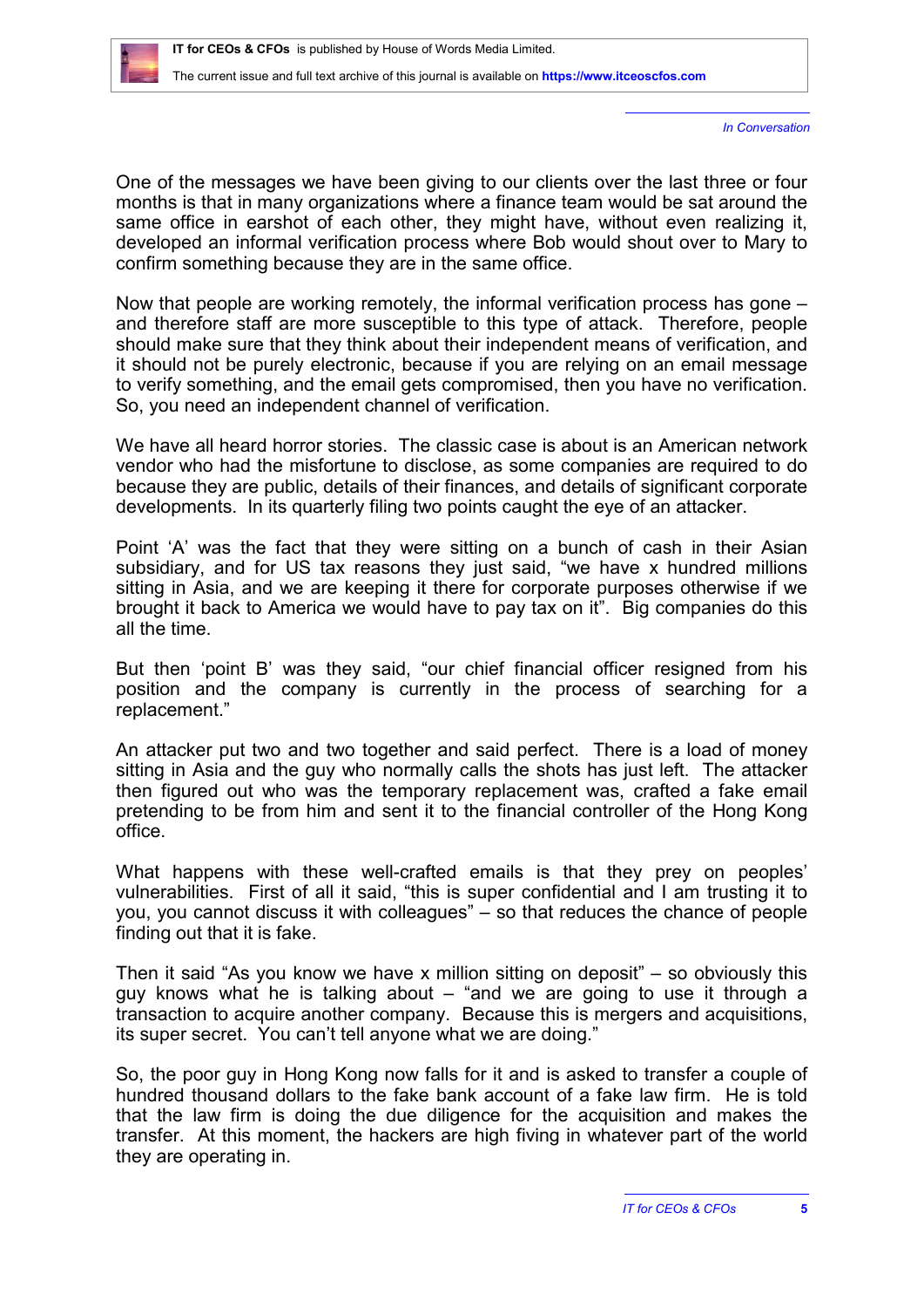One of the messages we have been giving to our clients over the last three or four months is that in many organizations where a finance team would be sat around the same office in earshot of each other, they might have, without even realizing it, developed an informal verification process where Bob would shout over to Mary to confirm something because they are in the same office.

Now that people are working remotely, the informal verification process has gone – and therefore staff are more susceptible to this type of attack. Therefore, people should make sure that they think about their independent means of verification, and it should not be purely electronic, because if you are relying on an email message to verify something, and the email gets compromised, then you have no verification. So, you need an independent channel of verification.

We have all heard horror stories. The classic case is about is an American network vendor who had the misfortune to disclose, as some companies are required to do because they are public, details of their finances, and details of significant corporate developments. In its quarterly filing two points caught the eye of an attacker.

Point 'A' was the fact that they were sitting on a bunch of cash in their Asian subsidiary, and for US tax reasons they just said, "we have x hundred millions sitting in Asia, and we are keeping it there for corporate purposes otherwise if we brought it back to America we would have to pay tax on it". Big companies do this all the time.

But then 'point B' was they said, "our chief financial officer resigned from his position and the company is currently in the process of searching for a replacement."

An attacker put two and two together and said perfect. There is a load of money sitting in Asia and the guy who normally calls the shots has just left. The attacker then figured out who was the temporary replacement was, crafted a fake email pretending to be from him and sent it to the financial controller of the Hong Kong office.

What happens with these well-crafted emails is that they prey on peoples' vulnerabilities. First of all it said, "this is super confidential and I am trusting it to you, you cannot discuss it with colleagues" – so that reduces the chance of people finding out that it is fake.

Then it said "As you know we have x million sitting on deposit" – so obviously this guy knows what he is talking about – "and we are going to use it through a transaction to acquire another company. Because this is mergers and acquisitions, its super secret. You can't tell anyone what we are doing."

So, the poor guy in Hong Kong now falls for it and is asked to transfer a couple of hundred thousand dollars to the fake bank account of a fake law firm. He is told that the law firm is doing the due diligence for the acquisition and makes the transfer. At this moment, the hackers are high fiving in whatever part of the world they are operating in.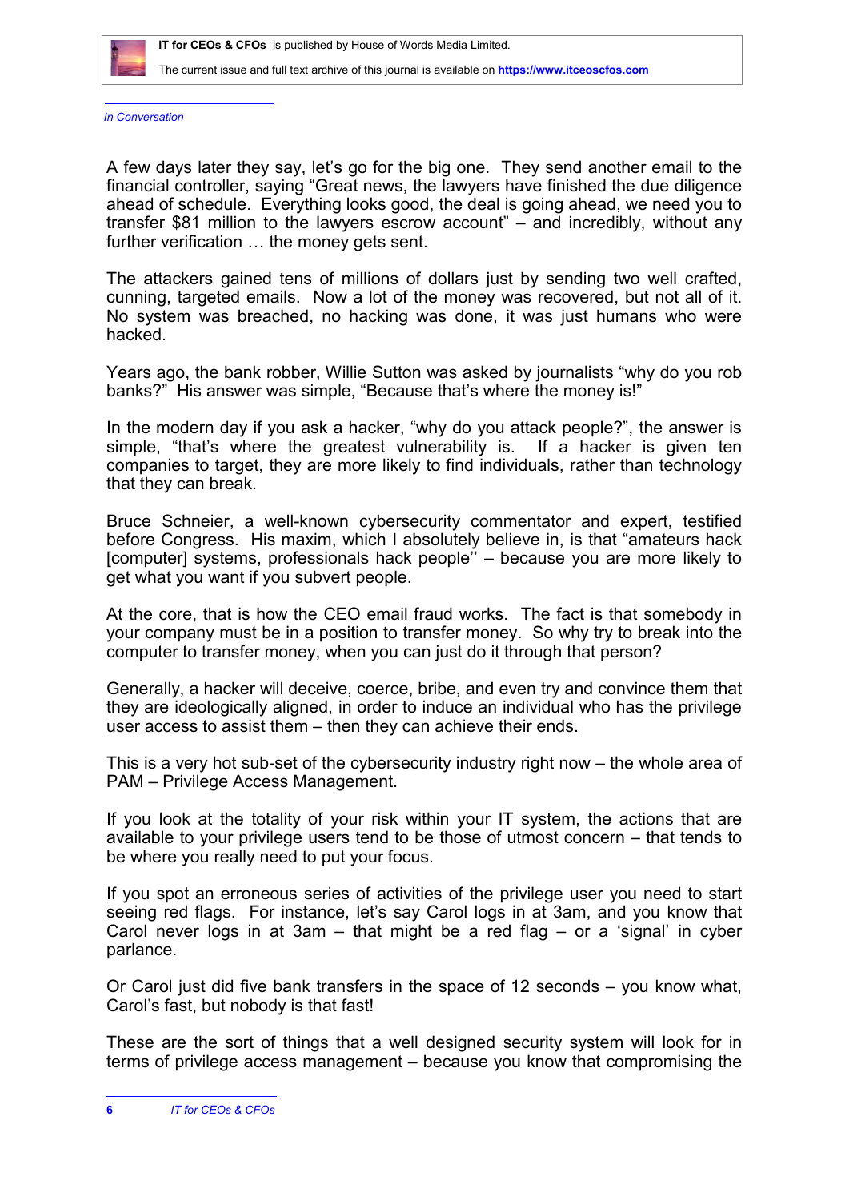*In Conversation*

A few days later they say, let's go for the big one. They send another email to the financial controller, saying "Great news, the lawyers have finished the due diligence ahead of schedule. Everything looks good, the deal is going ahead, we need you to transfer $81 million to the lawyers escrow account" – and incredibly, without any further verification … the money gets sent.

The attackers gained tens of millions of dollars just by sending two well crafted, cunning, targeted emails. Now a lot of the money was recovered, but not all of it. No system was breached, no hacking was done, it was just humans who were hacked.

Years ago, the bank robber, Willie Sutton was asked by journalists "why do you rob banks?" His answer was simple, "Because that's where the money is!"

In the modern day if you ask a hacker, "why do you attack people?", the answer is simple, "that's where the greatest vulnerability is. If a hacker is given ten companies to target, they are more likely to find individuals, rather than technology that they can break.

Bruce Schneier, a well-known cybersecurity commentator and expert, testified before Congress. His maxim, which I absolutely believe in, is that "amateurs hack [computer] systems, professionals hack people'' – because you are more likely to get what you want if you subvert people.

At the core, that is how the CEO email fraud works. The fact is that somebody in your company must be in a position to transfer money. So why try to break into the computer to transfer money, when you can just do it through that person?

Generally, a hacker will deceive, coerce, bribe, and even try and convince them that they are ideologically aligned, in order to induce an individual who has the privilege user access to assist them – then they can achieve their ends.

This is a very hot sub-set of the cybersecurity industry right now – the whole area of PAM – Privilege Access Management.

If you look at the totality of your risk within your IT system, the actions that are available to your privilege users tend to be those of utmost concern – that tends to be where you really need to put your focus.

If you spot an erroneous series of activities of the privilege user you need to start seeing red flags. For instance, let's say Carol logs in at 3am, and you know that Carol never logs in at 3am – that might be a red flag – or a 'signal' in cyber parlance.

Or Carol just did five bank transfers in the space of 12 seconds – you know what, Carol's fast, but nobody is that fast!

These are the sort of things that a well designed security system will look for in terms of privilege access management – because you know that compromising the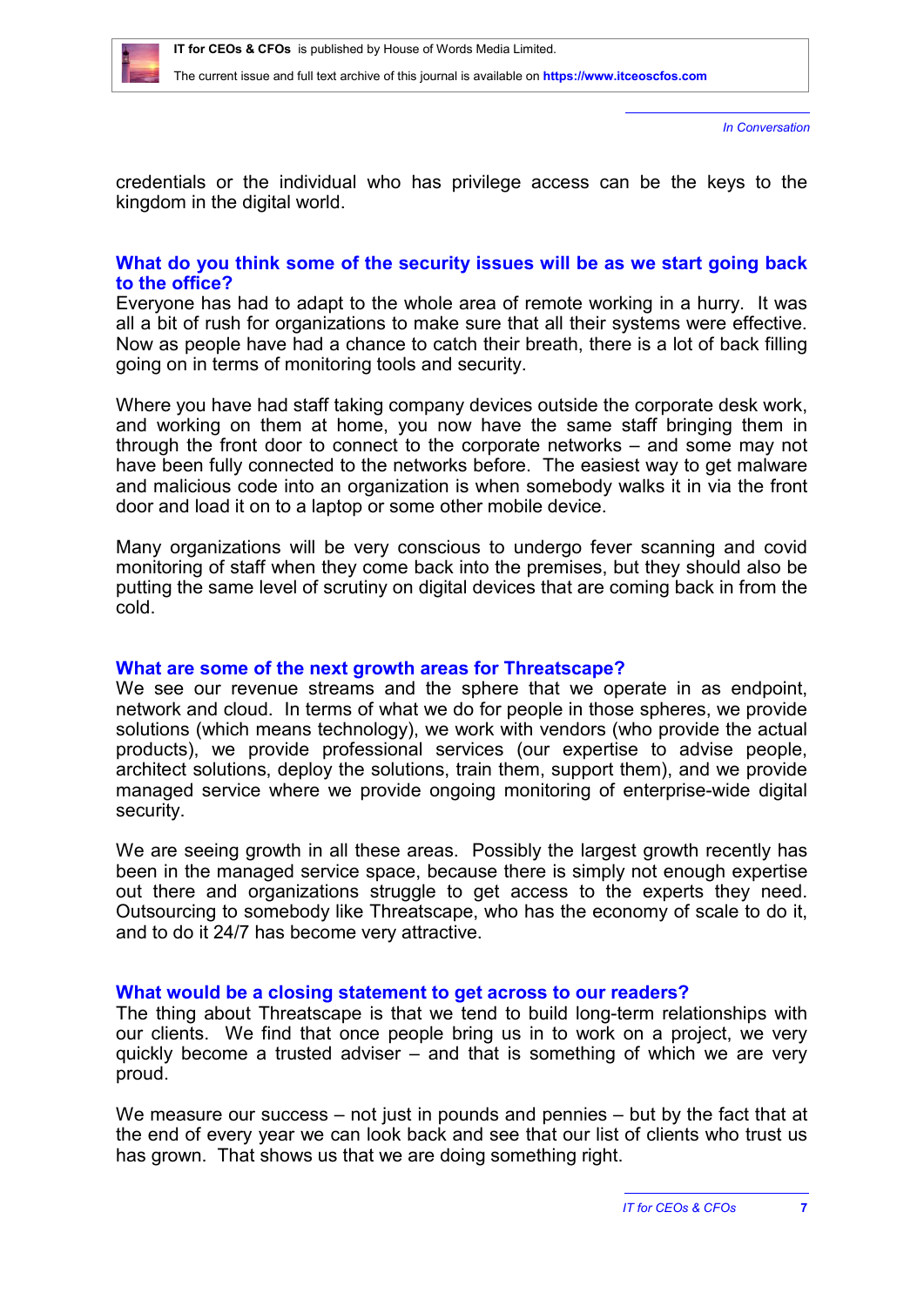credentials or the individual who has privilege access can be the keys to the kingdom in the digital world.

**What do you think some of the security issues will be as we start going back to the office?**

Everyone has had to adapt to the whole area of remote working in a hurry. It was all a bit of rush for organizations to make sure that all their systems were effective. Now as people have had a chance to catch their breath, there is a lot of back filling going on in terms of monitoring tools and security.

Where you have had staff taking company devices outside the corporate desk work, and working on them at home, you now have the same staff bringing them in through the front door to connect to the corporate networks – and some may not have been fully connected to the networks before. The easiest way to get malware and malicious code into an organization is when somebody walks it in via the front door and load it on to a laptop or some other mobile device.

Many organizations will be very conscious to undergo fever scanning and covid monitoring of staff when they come back into the premises, but they should also be putting the same level of scrutiny on digital devices that are coming back in from the cold.

**What are some of the next growth areas for Threatscape?**

We see our revenue streams and the sphere that we operate in as endpoint, network and cloud. In terms of what we do for people in those spheres, we provide solutions (which means technology), we work with vendors (who provide the actual products), we provide professional services (our expertise to advise people, architect solutions, deploy the solutions, train them, support them), and we provide managed service where we provide ongoing monitoring of enterprise-wide digital security.

We are seeing growth in all these areas. Possibly the largest growth recently has been in the managed service space, because there is simply not enough expertise out there and organizations struggle to get access to the experts they need. Outsourcing to somebody like Threatscape, who has the economy of scale to do it, and to do it 24/7 has become very attractive.

**What would be a closing statement to get across to our readers?**

The thing about Threatscape is that we tend to build long-term relationships with our clients. We find that once people bring us in to work on a project, we very quickly become a trusted adviser – and that is something of which we are very proud.

We measure our success – not just in pounds and pennies – but by the fact that at the end of every year we can look back and see that our list of clients who trust us has grown. That shows us that we are doing something right.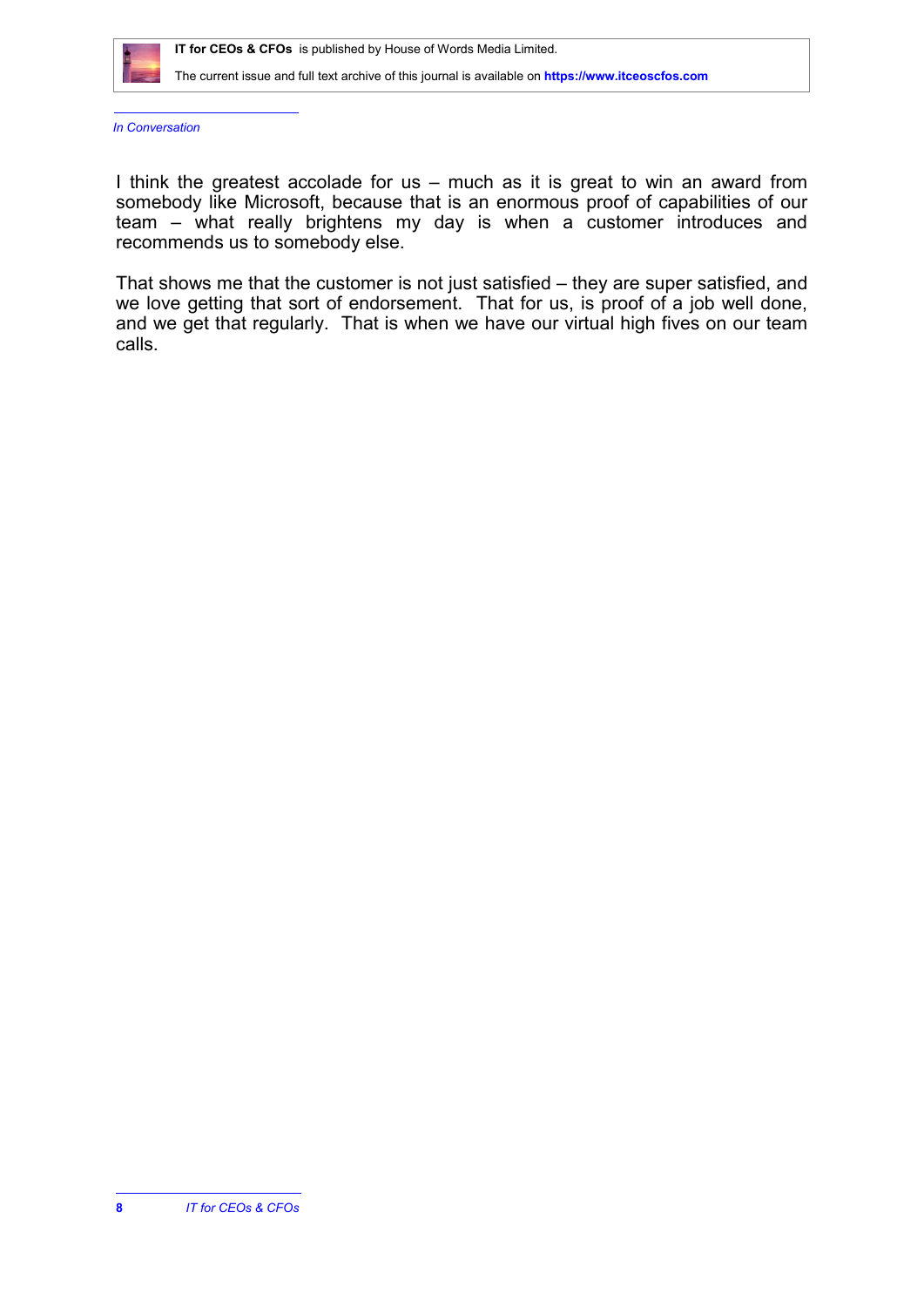I think the greatest accolade for us – much as it is great to win an award from somebody like Microsoft, because that is an enormous proof of capabilities of our team – what really brightens my day is when a customer introduces and recommends us to somebody else.

That shows me that the customer is not just satisfied – they are super satisfied, and we love getting that sort of endorsement. That for us, is proof of a job well done, and we get that regularly. That is when we have our virtual high fives on our team calls.